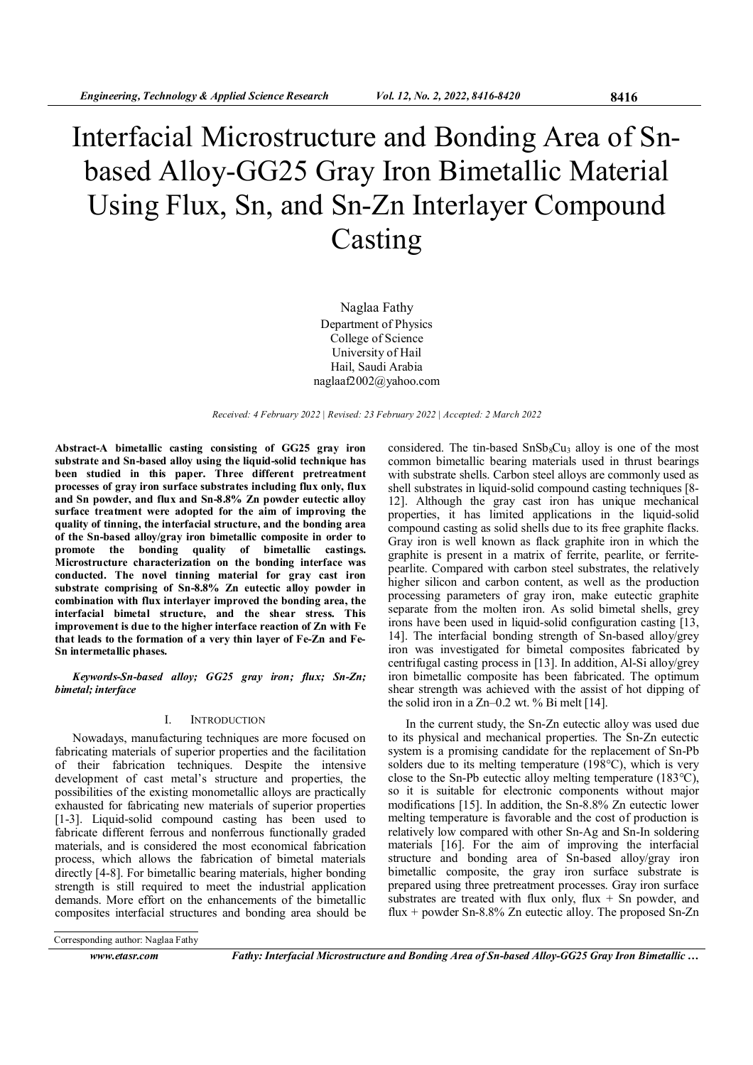# Interfacial Microstructure and Bonding Area of Sn-based Alloy-GG25 Gray Iron Bimetallic Material Using Flux, Sn, and Sn-Zn Interlayer Compound Casting

Naglaa Fathy
Department of Physics
College of Science
University of Hail
Hail, Saudi Arabia
naglaaf2002@yahoo.com

*Received: 4 February 2022 | Revised: 23 February 2022 | Accepted: 2 March 2022*

**Abstract-A bimetallic casting consisting of GG25 gray iron substrate and Sn-based alloy using the liquid-solid technique has been studied in this paper. Three different pretreatment processes of gray iron surface substrates including flux only, flux and Sn powder, and flux and Sn-8.8% Zn powder eutectic alloy surface treatment were adopted for the aim of improving the quality of tinning, the interfacial structure, and the bonding area of the Sn-based alloy/gray iron bimetallic composite in order to promote the bonding quality of bimetallic castings. Microstructure characterization on the bonding interface was conducted. The novel tinning material for gray cast iron substrate comprising of Sn-8.8% Zn eutectic alloy powder in combination with flux interlayer improved the bonding area, the interfacial bimetal structure, and the shear stress. This improvement is due to the higher interface reaction of Zn with Fe that leads to the formation of a very thin layer of Fe-Zn and Fe-Sn intermetallic phases.**

***Keywords-Sn-based alloy; GG25 gray iron; flux; Sn-Zn; bimetal; interface***

## I. Introduction

Nowadays, manufacturing techniques are more focused on fabricating materials of superior properties and the facilitation of their fabrication techniques. Despite the intensive development of cast metal's structure and properties, the possibilities of the existing monometallic alloys are practically exhausted for fabricating new materials of superior properties [1-3]. Liquid-solid compound casting has been used to fabricate different ferrous and nonferrous functionally graded materials, and is considered the most economical fabrication process, which allows the fabrication of bimetal materials directly [4-8]. For bimetallic bearing materials, higher bonding strength is still required to meet the industrial application demands. More effort on the enhancements of the bimetallic composites interfacial structures and bonding area should be considered. The tin-based $SnSb_8Cu_3$ alloy is one of the most common bimetallic bearing materials used in thrust bearings with substrate shells. Carbon steel alloys are commonly used as shell substrates in liquid-solid compound casting techniques [8-12]. Although the gray cast iron has unique mechanical properties, it has limited applications in the liquid-solid compound casting as solid shells due to its free graphite flacks. Gray iron is well known as flack graphite iron in which the graphite is present in a matrix of ferrite, pearlite, or ferrite-pearlite. Compared with carbon steel substrates, the relatively higher silicon and carbon content, as well as the production processing parameters of gray iron, make eutectic graphite separate from the molten iron. As solid bimetal shells, grey irons have been used in liquid-solid configuration casting [13, 14]. The interfacial bonding strength of Sn-based alloy/grey iron was investigated for bimetal composites fabricated by centrifugal casting process in [13]. In addition, Al-Si alloy/grey iron bimetallic composite has been fabricated. The optimum shear strength was achieved with the assist of hot dipping of the solid iron in a Zn–0.2 wt. % Bi melt [14].

In the current study, the Sn-Zn eutectic alloy was used due to its physical and mechanical properties. The Sn-Zn eutectic system is a promising candidate for the replacement of Sn-Pb solders due to its melting temperature (198°C), which is very close to the Sn-Pb eutectic alloy melting temperature (183°C), so it is suitable for electronic components without major modifications [15]. In addition, the Sn-8.8% Zn eutectic lower melting temperature is favorable and the cost of production is relatively low compared with other Sn-Ag and Sn-In soldering materials [16]. For the aim of improving the interfacial structure and bonding area of Sn-based alloy/gray iron bimetallic composite, the gray iron surface substrate is prepared using three pretreatment processes. Gray iron surface substrates are treated with flux only, flux + Sn powder, and flux + powder Sn-8.8% Zn eutectic alloy. The proposed Sn-Zn

Corresponding author: Naglaa Fathy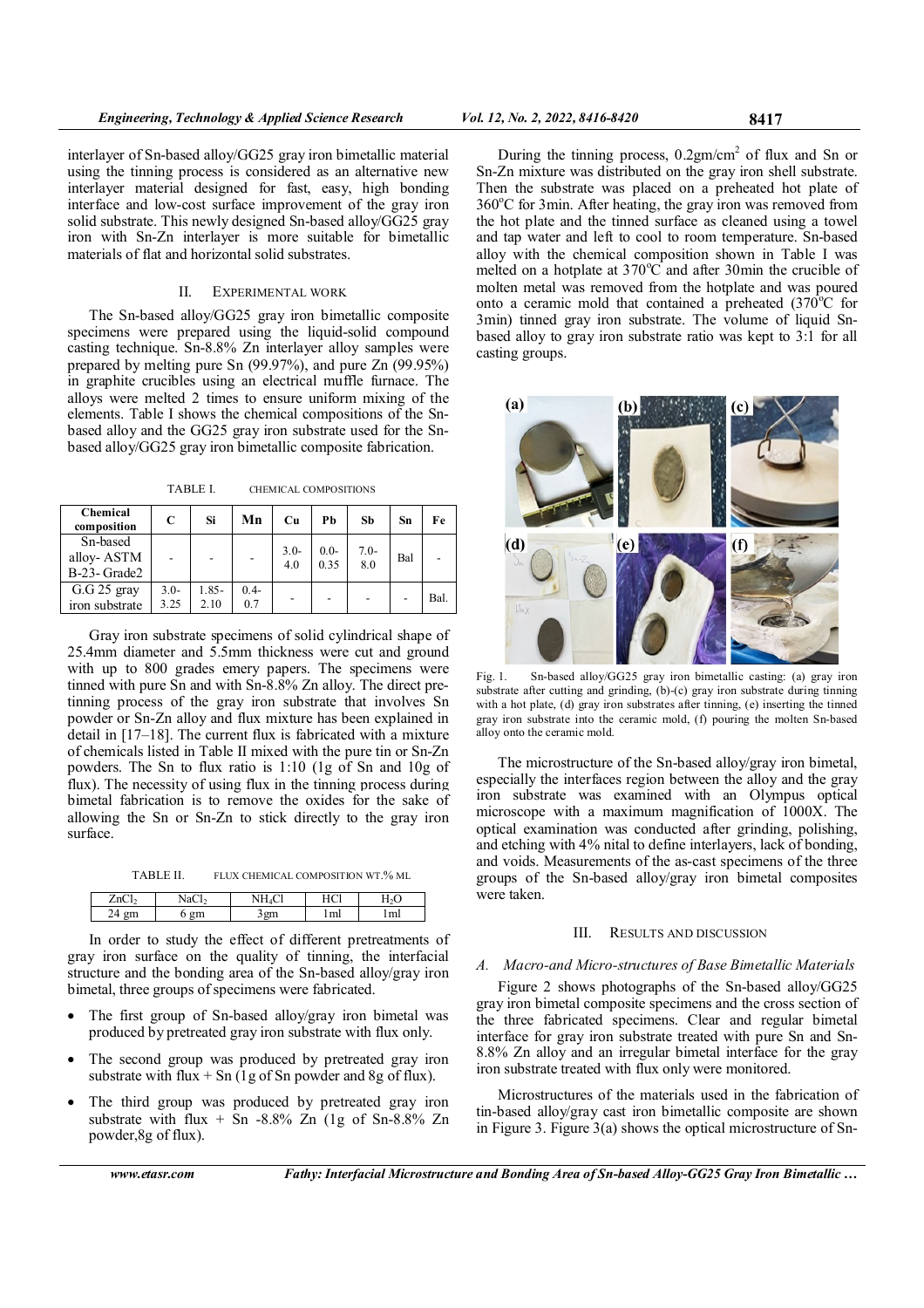interlayer of Sn-based alloy/GG25 gray iron bimetallic material using the tinning process is considered as an alternative new interlayer material designed for fast, easy, high bonding interface and low-cost surface improvement of the gray iron solid substrate. This newly designed Sn-based alloy/GG25 gray iron with Sn-Zn interlayer is more suitable for bimetallic materials of flat and horizontal solid substrates.

## II. EXPERIMENTAL WORK

The Sn-based alloy/GG25 gray iron bimetallic composite specimens were prepared using the liquid-solid compound casting technique. Sn-8.8% Zn interlayer alloy samples were prepared by melting pure Sn (99.97%), and pure Zn (99.95%) in graphite crucibles using an electrical muffle furnace. The alloys were melted 2 times to ensure uniform mixing of the elements. Table I shows the chemical compositions of the Sn-based alloy and the GG25 gray iron substrate used for the Sn-based alloy/GG25 gray iron bimetallic composite fabrication.

TABLE I. CHEMICAL COMPOSITIONS

| Chemical composition | C | Si | Mn | Cu | Pb | Sb | Sn | Fe |
|---|---|---|---|---|---|---|---|---|
| Sn-based alloy- ASTM B-23- Grade2 | - | - | - | 3.0-4.0 | 0.0-0.35 | 7.0-8.0 | Bal | - |
| G.G 25 gray iron substrate | 3.0-3.25 | 1.85-2.10 | 0.4-0.7 | - | - | - | - | Bal. |

Gray iron substrate specimens of solid cylindrical shape of 25.4mm diameter and 5.5mm thickness were cut and ground with up to 800 grades emery papers. The specimens were tinned with pure Sn and with Sn-8.8% Zn alloy. The direct pre-tinning process of the gray iron substrate that involves Sn powder or Sn-Zn alloy and flux mixture has been explained in detail in [17–18]. The current flux is fabricated with a mixture of chemicals listed in Table II mixed with the pure tin or Sn-Zn powders. The Sn to flux ratio is 1:10 (1g of Sn and 10g of flux). The necessity of using flux in the tinning process during bimetal fabrication is to remove the oxides for the sake of allowing the Sn or Sn-Zn to stick directly to the gray iron surface.

TABLE II. FLUX CHEMICAL COMPOSITION WT.% ML

| $ZnCl_2$ | $NaCl_2$ | $NH_4Cl$ | HCl | $H_2O$ |
|---|---|---|---|---|
| 24 gm | 6 gm | 3gm | 1ml | 1ml |

In order to study the effect of different pretreatments of gray iron surface on the quality of tinning, the interfacial structure and the bonding area of the Sn-based alloy/gray iron bimetal, three groups of specimens were fabricated.

- The first group of Sn-based alloy/gray iron bimetal was produced by pretreated gray iron substrate with flux only.
- The second group was produced by pretreated gray iron substrate with flux + Sn (1g of Sn powder and 8g of flux).
- The third group was produced by pretreated gray iron substrate with flux + Sn -8.8% Zn (1g of Sn-8.8% Zn powder,8g of flux).

During the tinning process, 0.2gm/cm$^2$ of flux and Sn or Sn-Zn mixture was distributed on the gray iron shell substrate. Then the substrate was placed on a preheated hot plate of 360°C for 3min. After heating, the gray iron was removed from the hot plate and the tinned surface as cleaned using a towel and tap water and left to cool to room temperature. Sn-based alloy with the chemical composition shown in Table I was melted on a hotplate at 370°C and after 30min the crucible of molten metal was removed from the hotplate and was poured onto a ceramic mold that contained a preheated (370°C for 3min) tinned gray iron substrate. The volume of liquid Sn-based alloy to gray iron substrate ratio was kept to 3:1 for all casting groups.

Fig. 1. Sn-based alloy/GG25 gray iron bimetallic casting: (a) gray iron substrate after cutting and grinding, (b)-(c) gray iron substrate during tinning with a hot plate, (d) gray iron substrates after tinning, (e) inserting the tinned gray iron substrate into the ceramic mold, (f) pouring the molten Sn-based alloy onto the ceramic mold.

The microstructure of the Sn-based alloy/gray iron bimetal, especially the interfaces region between the alloy and the gray iron substrate was examined with an Olympus optical microscope with a maximum magnification of 1000X. The optical examination was conducted after grinding, polishing, and etching with 4% nital to define interlayers, lack of bonding, and voids. Measurements of the as-cast specimens of the three groups of the Sn-based alloy/gray iron bimetal composites were taken.

## III. RESULTS AND DISCUSSION

### A. Macro-and Micro-structures of Base Bimetallic Materials

Figure 2 shows photographs of the Sn-based alloy/GG25 gray iron bimetal composite specimens and the cross section of the three fabricated specimens. Clear and regular bimetal interface for gray iron substrate treated with pure Sn and Sn-8.8% Zn alloy and an irregular bimetal interface for the gray iron substrate treated with flux only were monitored.

Microstructures of the materials used in the fabrication of tin-based alloy/gray cast iron bimetallic composite are shown in Figure 3. Figure 3(a) shows the optical microstructure of Sn-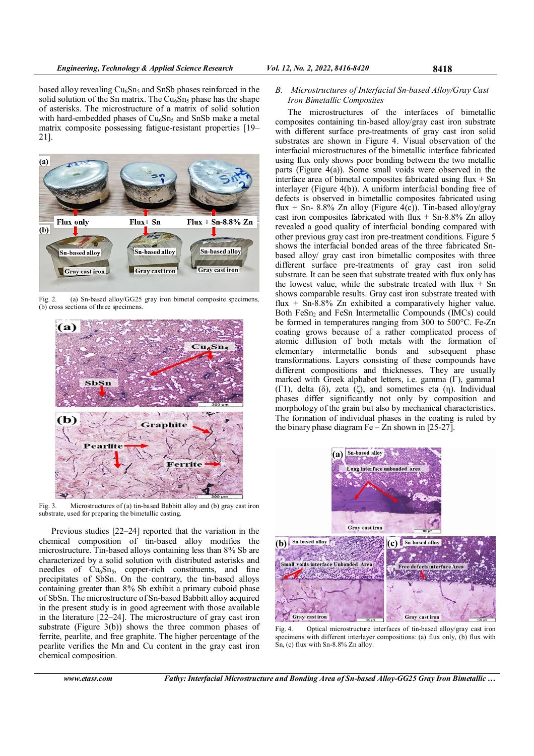based alloy revealing $Cu_6Sn_5$ and SnSb phases reinforced in the solid solution of the Sn matrix. The $Cu_6Sn_5$ phase has the shape of asterisks. The microstructure of a matrix of solid solution with hard-embedded phases of $Cu_6Sn_5$ and SnSb make a metal matrix composite possessing fatigue-resistant properties [19–21].

Fig. 2. (a) Sn-based alloy/GG25 gray iron bimetal composite specimens, (b) cross sections of three specimens.

Fig. 3. Microstructures of (a) tin-based Babbitt alloy and (b) gray cast iron substrate, used for preparing the bimetallic casting.

Previous studies [22–24] reported that the variation in the chemical composition of tin-based alloy modifies the microstructure. Tin-based alloys containing less than 8% Sb are characterized by a solid solution with distributed asterisks and needles of $Cu_6Sn_5$, copper-rich constituents, and fine precipitates of SbSn. On the contrary, the tin-based alloys containing greater than 8% Sb exhibit a primary cuboid phase of SbSn. The microstructure of Sn-based Babbitt alloy acquired in the present study is in good agreement with those available in the literature [22–24]. The microstructure of gray cast iron substrate (Figure 3(b)) shows the three common phases of ferrite, pearlite, and free graphite. The higher percentage of the pearlite verifies the Mn and Cu content in the gray cast iron chemical composition.

### B. *Microstructures of Interfacial Sn-based Alloy/Gray Cast Iron Bimetallic Composites*

The microstructures of the interfaces of bimetallic composites containing tin-based alloy/gray cast iron substrate with different surface pre-treatments of gray cast iron solid substrates are shown in Figure 4. Visual observation of the interfacial microstructures of the bimetallic interface fabricated using flux only shows poor bonding between the two metallic parts (Figure 4(a)). Some small voids were observed in the interface area of bimetal composites fabricated using flux + Sn interlayer (Figure 4(b)). A uniform interfacial bonding free of defects is observed in bimetallic composites fabricated using flux + Sn- 8.8% Zn alloy (Figure 4(c)). Tin-based alloy/gray cast iron composites fabricated with flux + Sn-8.8% Zn alloy revealed a good quality of interfacial bonding compared with other previous gray cast iron pre-treatment conditions. Figure 5 shows the interfacial bonded areas of the three fabricated Sn-based alloy/ gray cast iron bimetallic composites with three different surface pre-treatments of gray cast iron solid substrate. It can be seen that substrate treated with flux only has the lowest value, while the substrate treated with flux + Sn shows comparable results. Gray cast iron substrate treated with flux + Sn-8.8% Zn exhibited a comparatively higher value. Both $FeSn_2$ and FeSn Intermetallic Compounds (IMCs) could be formed in temperatures ranging from 300 to 500°C. Fe-Zn coating grows because of a rather complicated process of atomic diffusion of both metals with the formation of elementary intermetallic bonds and subsequent phase transformations. Layers consisting of these compounds have different compositions and thicknesses. They are usually marked with Greek alphabet letters, i.e. gamma (Γ), gamma1 (Γ1), delta (δ), zeta (ζ), and sometimes eta (η). Individual phases differ significantly not only by composition and morphology of the grain but also by mechanical characteristics. The formation of individual phases in the coating is ruled by the binary phase diagram Fe – Zn shown in [25-27].

Fig. 4. Optical microstructure interfaces of tin-based alloy/gray cast iron specimens with different interlayer compositions: (a) flux only, (b) flux with Sn, (c) flux with Sn-8.8% Zn alloy.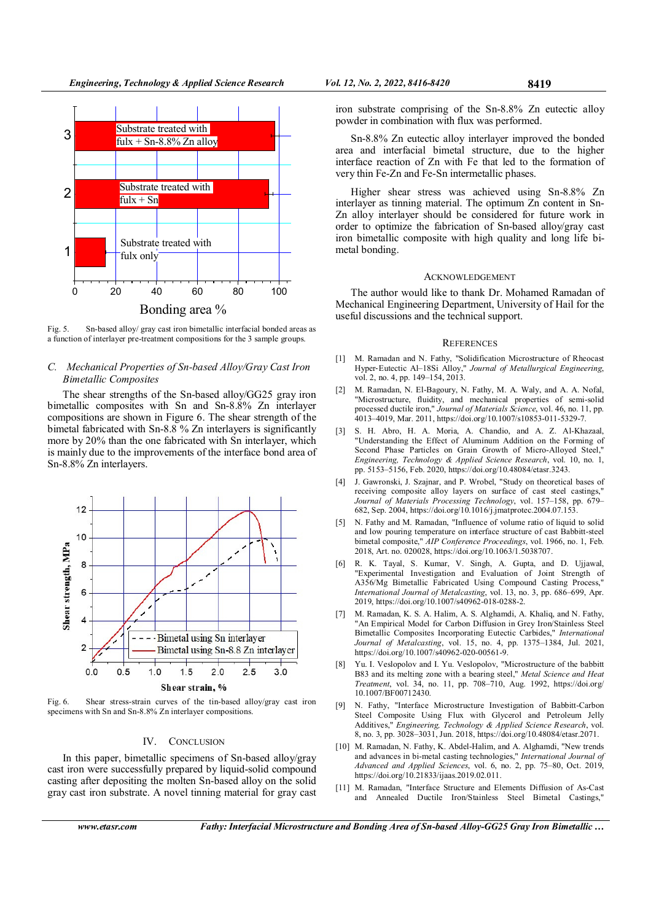Fig. 5. Sn-based alloy/ gray cast iron bimetallic interfacial bonded areas as a function of interlayer pre-treatment compositions for the 3 sample groups.

### C. Mechanical Properties of Sn-based Alloy/Gray Cast Iron Bimetallic Composites

The shear strengths of the Sn-based alloy/GG25 gray iron bimetallic composites with Sn and Sn-8.8% Zn interlayer compositions are shown in Figure 6. The shear strength of the bimetal fabricated with Sn-8.8 % Zn interlayers is significantly more by 20% than the one fabricated with Sn interlayer, which is mainly due to the improvements of the interface bond area of Sn-8.8% Zn interlayers.

Fig. 6. Shear stress-strain curves of the tin-based alloy/gray cast iron specimens with Sn and Sn-8.8% Zn interlayer compositions.

## IV. Conclusion

In this paper, bimetallic specimens of Sn-based alloy/gray cast iron were successfully prepared by liquid-solid compound casting after depositing the molten Sn-based alloy on the solid gray cast iron substrate. A novel tinning material for gray cast iron substrate comprising of the Sn-8.8% Zn eutectic alloy powder in combination with flux was performed.

Sn-8.8% Zn eutectic alloy interlayer improved the bonded area and interfacial bimetal structure, due to the higher interface reaction of Zn with Fe that led to the formation of very thin Fe-Zn and Fe-Sn intermetallic phases.

Higher shear stress was achieved using Sn-8.8% Zn interlayer as tinning material. The optimum Zn content in Sn-Zn alloy interlayer should be considered for future work in order to optimize the fabrication of Sn-based alloy/gray cast iron bimetallic composite with high quality and long life bi-metal bonding.

## Acknowledgement

The author would like to thank Dr. Mohamed Ramadan of Mechanical Engineering Department, University of Hail for the useful discussions and the technical support.

## References

[1] M. Ramadan and N. Fathy, "Solidification Microstructure of Rheocast Hyper-Eutectic Al–18Si Alloy," *Journal of Metallurgical Engineering*, vol. 2, no. 4, pp. 149–154, 2013.

[2] M. Ramadan, N. El-Bagoury, N. Fathy, M. A. Waly, and A. A. Nofal, "Microstructure, fluidity, and mechanical properties of semi-solid processed ductile iron," *Journal of Materials Science*, vol. 46, no. 11, pp. 4013–4019, Mar. 2011, https://doi.org/10.1007/s10853-011-5329-7.

[3] S. H. Abro, H. A. Moria, A. Chandio, and A. Z. Al-Khazaal, "Understanding the Effect of Aluminum Addition on the Forming of Second Phase Particles on Grain Growth of Micro-Alloyed Steel," *Engineering, Technology & Applied Science Research*, vol. 10, no. 1, pp. 5153–5156, Feb. 2020, https://doi.org/10.48084/etasr.3243.

[4] J. Gawronski, J. Szajnar, and P. Wrobel, "Study on theoretical bases of receiving composite alloy layers on surface of cast steel castings," *Journal of Materials Processing Technology*, vol. 157–158, pp. 679–682, Sep. 2004, https://doi.org/10.1016/j.jmatprotec.2004.07.153.

[5] N. Fathy and M. Ramadan, "Influence of volume ratio of liquid to solid and low pouring temperature on interface structure of cast Babbitt-steel bimetal composite," *AIP Conference Proceedings*, vol. 1966, no. 1, Feb. 2018, Art. no. 020028, https://doi.org/10.1063/1.5038707.

[6] R. K. Tayal, S. Kumar, V. Singh, A. Gupta, and D. Ujjawal, "Experimental Investigation and Evaluation of Joint Strength of A356/Mg Bimetallic Fabricated Using Compound Casting Process," *International Journal of Metalcasting*, vol. 13, no. 3, pp. 686–699, Apr. 2019, https://doi.org/10.1007/s40962-018-0288-2.

[7] M. Ramadan, K. S. A. Halim, A. S. Alghamdi, A. Khaliq, and N. Fathy, "An Empirical Model for Carbon Diffusion in Grey Iron/Stainless Steel Bimetallic Composites Incorporating Eutectic Carbides," *International Journal of Metalcasting*, vol. 15, no. 4, pp. 1375–1384, Jul. 2021, https://doi.org/10.1007/s40962-020-00561-9.

[8] Yu. I. Veslopolov and I. Yu. Veslopolov, "Microstructure of the babbitt B83 and its melting zone with a bearing steel," *Metal Science and Heat Treatment*, vol. 34, no. 11, pp. 708–710, Aug. 1992, https://doi.org/10.1007/BF00712430.

[9] N. Fathy, "Interface Microstructure Investigation of Babbitt-Carbon Steel Composite Using Flux with Glycerol and Petroleum Jelly Additives," *Engineering, Technology & Applied Science Research*, vol. 8, no. 3, pp. 3028–3031, Jun. 2018, https://doi.org/10.48084/etasr.2071.

[10] M. Ramadan, N. Fathy, K. Abdel-Halim, and A. Alghamdi, "New trends and advances in bi-metal casting technologies," *International Journal of Advanced and Applied Sciences*, vol. 6, no. 2, pp. 75–80, Oct. 2019, https://doi.org/10.21833/ijaas.2019.02.011.

[11] M. Ramadan, "Interface Structure and Elements Diffusion of As-Cast and Annealed Ductile Iron/Stainless Steel Bimetal Castings,"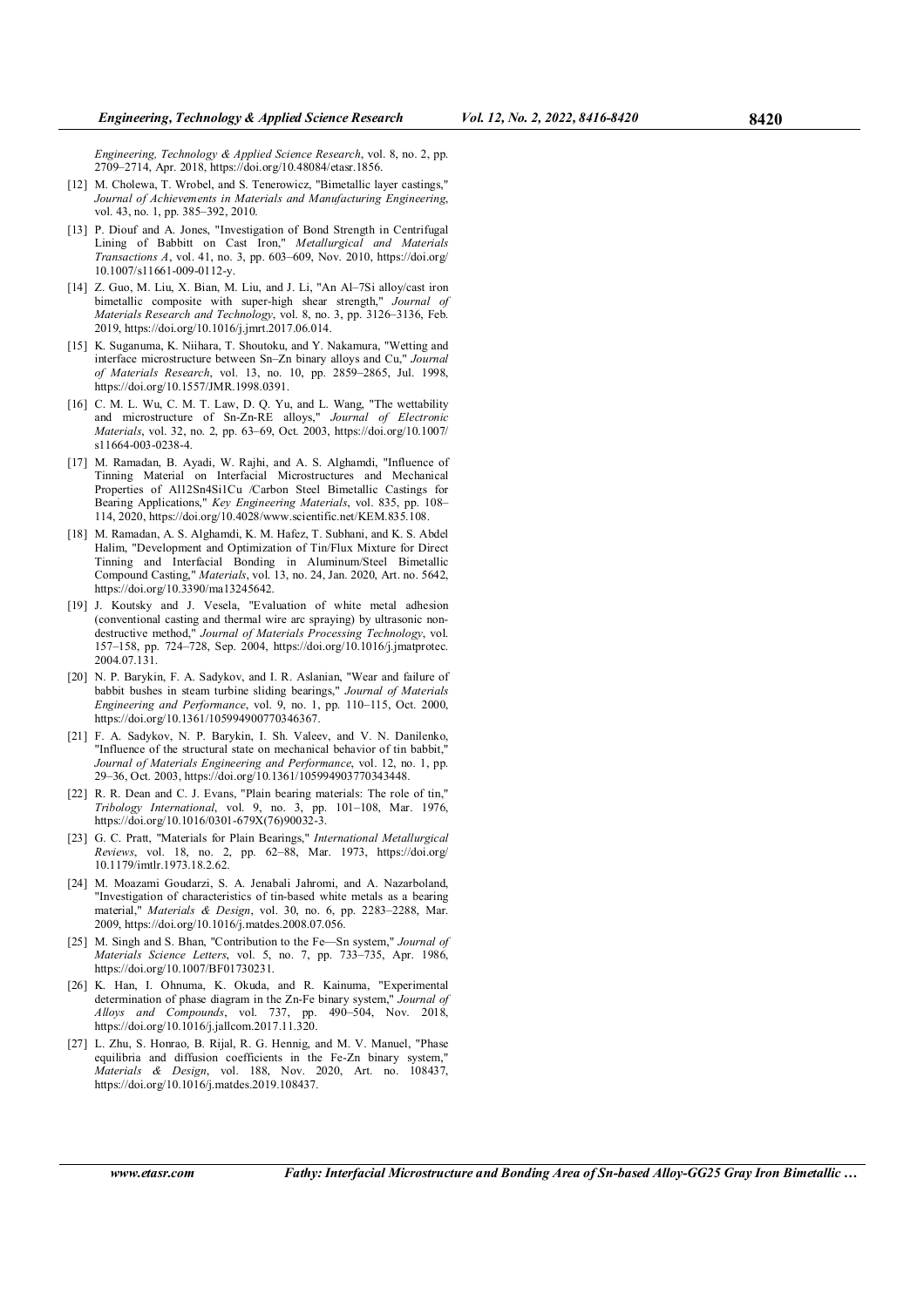*Engineering, Technology & Applied Science Research*, vol. 8, no. 2, pp. 2709–2714, Apr. 2018, https://doi.org/10.48084/etasr.1856.

[12] M. Cholewa, T. Wrobel, and S. Tenerowicz, "Bimetallic layer castings," *Journal of Achievements in Materials and Manufacturing Engineering*, vol. 43, no. 1, pp. 385–392, 2010.

[13] P. Diouf and A. Jones, "Investigation of Bond Strength in Centrifugal Lining of Babbitt on Cast Iron," *Metallurgical and Materials Transactions A*, vol. 41, no. 3, pp. 603–609, Nov. 2010, https://doi.org/10.1007/s11661-009-0112-y.

[14] Z. Guo, M. Liu, X. Bian, M. Liu, and J. Li, "An Al–7Si alloy/cast iron bimetallic composite with super-high shear strength," *Journal of Materials Research and Technology*, vol. 8, no. 3, pp. 3126–3136, Feb. 2019, https://doi.org/10.1016/j.jmrt.2017.06.014.

[15] K. Suganuma, K. Niihara, T. Shoutoku, and Y. Nakamura, "Wetting and interface microstructure between Sn–Zn binary alloys and Cu," *Journal of Materials Research*, vol. 13, no. 10, pp. 2859–2865, Jul. 1998, https://doi.org/10.1557/JMR.1998.0391.

[16] C. M. L. Wu, C. M. T. Law, D. Q. Yu, and L. Wang, "The wettability and microstructure of Sn-Zn-RE alloys," *Journal of Electronic Materials*, vol. 32, no. 2, pp. 63–69, Oct. 2003, https://doi.org/10.1007/s11664-003-0238-4.

[17] M. Ramadan, B. Ayadi, W. Rajhi, and A. S. Alghamdi, "Influence of Tinning Material on Interfacial Microstructures and Mechanical Properties of Al12Sn4Si1Cu /Carbon Steel Bimetallic Castings for Bearing Applications," *Key Engineering Materials*, vol. 835, pp. 108–114, 2020, https://doi.org/10.4028/www.scientific.net/KEM.835.108.

[18] M. Ramadan, A. S. Alghamdi, K. M. Hafez, T. Subhani, and K. S. Abdel Halim, "Development and Optimization of Tin/Flux Mixture for Direct Tinning and Interfacial Bonding in Aluminum/Steel Bimetallic Compound Casting," *Materials*, vol. 13, no. 24, Jan. 2020, Art. no. 5642, https://doi.org/10.3390/ma13245642.

[19] J. Koutsky and J. Vesela, "Evaluation of white metal adhesion (conventional casting and thermal wire arc spraying) by ultrasonic non-destructive method," *Journal of Materials Processing Technology*, vol. 157–158, pp. 724–728, Sep. 2004, https://doi.org/10.1016/j.jmatprotec.2004.07.131.

[20] N. P. Barykin, F. A. Sadykov, and I. R. Aslanian, "Wear and failure of babbit bushes in steam turbine sliding bearings," *Journal of Materials Engineering and Performance*, vol. 9, no. 1, pp. 110–115, Oct. 2000, https://doi.org/10.1361/105994900770346367.

[21] F. A. Sadykov, N. P. Barykin, I. Sh. Valeev, and V. N. Danilenko, "Influence of the structural state on mechanical behavior of tin babbit," *Journal of Materials Engineering and Performance*, vol. 12, no. 1, pp. 29–36, Oct. 2003, https://doi.org/10.1361/105994903770343448.

[22] R. R. Dean and C. J. Evans, "Plain bearing materials: The role of tin," *Tribology International*, vol. 9, no. 3, pp. 101–108, Mar. 1976, https://doi.org/10.1016/0301-679X(76)90032-3.

[23] G. C. Pratt, "Materials for Plain Bearings," *International Metallurgical Reviews*, vol. 18, no. 2, pp. 62–88, Mar. 1973, https://doi.org/10.1179/imtlr.1973.18.2.62.

[24] M. Moazami Goudarzi, S. A. Jenabali Jahromi, and A. Nazarboland, "Investigation of characteristics of tin-based white metals as a bearing material," *Materials & Design*, vol. 30, no. 6, pp. 2283–2288, Mar. 2009, https://doi.org/10.1016/j.matdes.2008.07.056.

[25] M. Singh and S. Bhan, "Contribution to the Fe—Sn system," *Journal of Materials Science Letters*, vol. 5, no. 7, pp. 733–735, Apr. 1986, https://doi.org/10.1007/BF01730231.

[26] K. Han, I. Ohnuma, K. Okuda, and R. Kainuma, "Experimental determination of phase diagram in the Zn-Fe binary system," *Journal of Alloys and Compounds*, vol. 737, pp. 490–504, Nov. 2018, https://doi.org/10.1016/j.jallcom.2017.11.320.

[27] L. Zhu, S. Honrao, B. Rijal, R. G. Hennig, and M. V. Manuel, "Phase equilibria and diffusion coefficients in the Fe-Zn binary system," *Materials & Design*, vol. 188, Nov. 2020, Art. no. 108437, https://doi.org/10.1016/j.matdes.2019.108437.